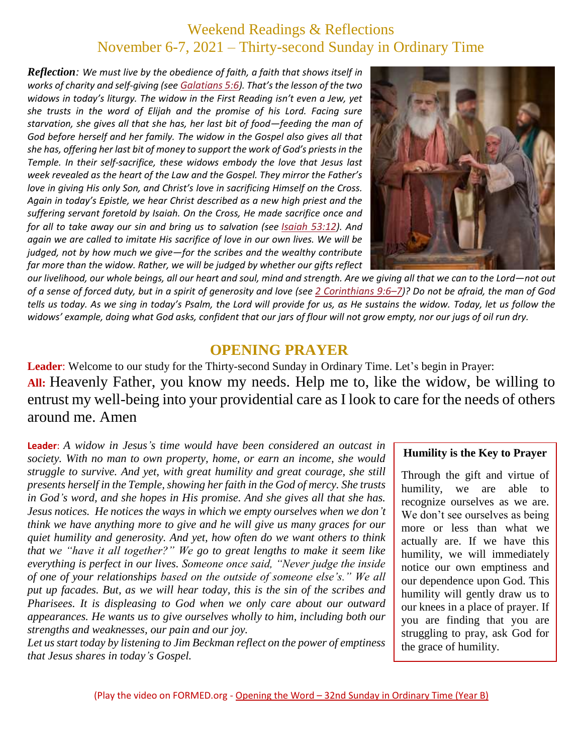# Weekend Readings & Reflections
## November 6-7, 2021 – Thirty-second Sunday in Ordinary Time

***Reflection**: We must live by the obedience of faith, a faith that shows itself in works of charity and self-giving (see Galatians 5:6). That's the lesson of the two widows in today's liturgy. The widow in the First Reading isn't even a Jew, yet she trusts in the word of Elijah and the promise of his Lord. Facing sure starvation, she gives all that she has, her last bit of food—feeding the man of God before herself and her family. The widow in the Gospel also gives all that she has, offering her last bit of money to support the work of God's priests in the Temple. In their self-sacrifice, these widows embody the love that Jesus last week revealed as the heart of the Law and the Gospel. They mirror the Father's love in giving His only Son, and Christ's love in sacrificing Himself on the Cross. Again in today's Epistle, we hear Christ described as a new high priest and the suffering servant foretold by Isaiah. On the Cross, He made sacrifice once and for all to take away our sin and bring us to salvation (see Isaiah 53:12). And again we are called to imitate His sacrifice of love in our own lives. We will be judged, not by how much we give—for the scribes and the wealthy contribute far more than the widow. Rather, we will be judged by whether our gifts reflect our livelihood, our whole beings, all our heart and soul, mind and strength. Are we giving all that we can to the Lord—not out of a sense of forced duty, but in a spirit of generosity and love (see 2 Corinthians 9:6–7)? Do not be afraid, the man of God tells us today. As we sing in today's Psalm, the Lord will provide for us, as He sustains the widow. Today, let us follow the widows' example, doing what God asks, confident that our jars of flour will not grow empty, nor our jugs of oil run dry.*

## OPENING PRAYER

**Leader**: Welcome to our study for the Thirty-second Sunday in Ordinary Time. Let's begin in Prayer:

**All:** Heavenly Father, you know my needs. Help me to, like the widow, be willing to entrust my well-being into your providential care as I look to care for the needs of others around me. Amen

**Leader**: *A widow in Jesus's time would have been considered an outcast in society. With no man to own property, home, or earn an income, she would struggle to survive. And yet, with great humility and great courage, she still presents herself in the Temple, showing her faith in the God of mercy. She trusts in God's word, and she hopes in His promise. And she gives all that she has. Jesus notices. He notices the ways in which we empty ourselves when we don't think we have anything more to give and he will give us many graces for our quiet humility and generosity. And yet, how often do we want others to think that we "have it all together?" We go to great lengths to make it seem like everything is perfect in our lives. Someone once said, "Never judge the inside of one of your relationships based on the outside of someone else's." We all put up facades. But, as we will hear today, this is the sin of the scribes and Pharisees. It is displeasing to God when we only care about our outward appearances. He wants us to give ourselves wholly to him, including both our strengths and weaknesses, our pain and our joy.*

*Let us start today by listening to Jim Beckman reflect on the power of emptiness that Jesus shares in today's Gospel.*

**Humility is the Key to Prayer**

Through the gift and virtue of humility, we are able to recognize ourselves as we are. We don't see ourselves as being more or less than what we actually are. If we have this humility, we will immediately notice our own emptiness and our dependence upon God. This humility will gently draw us to our knees in a place of prayer. If you are finding that you are struggling to pray, ask God for the grace of humility.

(Play the video on FORMED.org - Opening the Word – 32nd Sunday in Ordinary Time (Year B)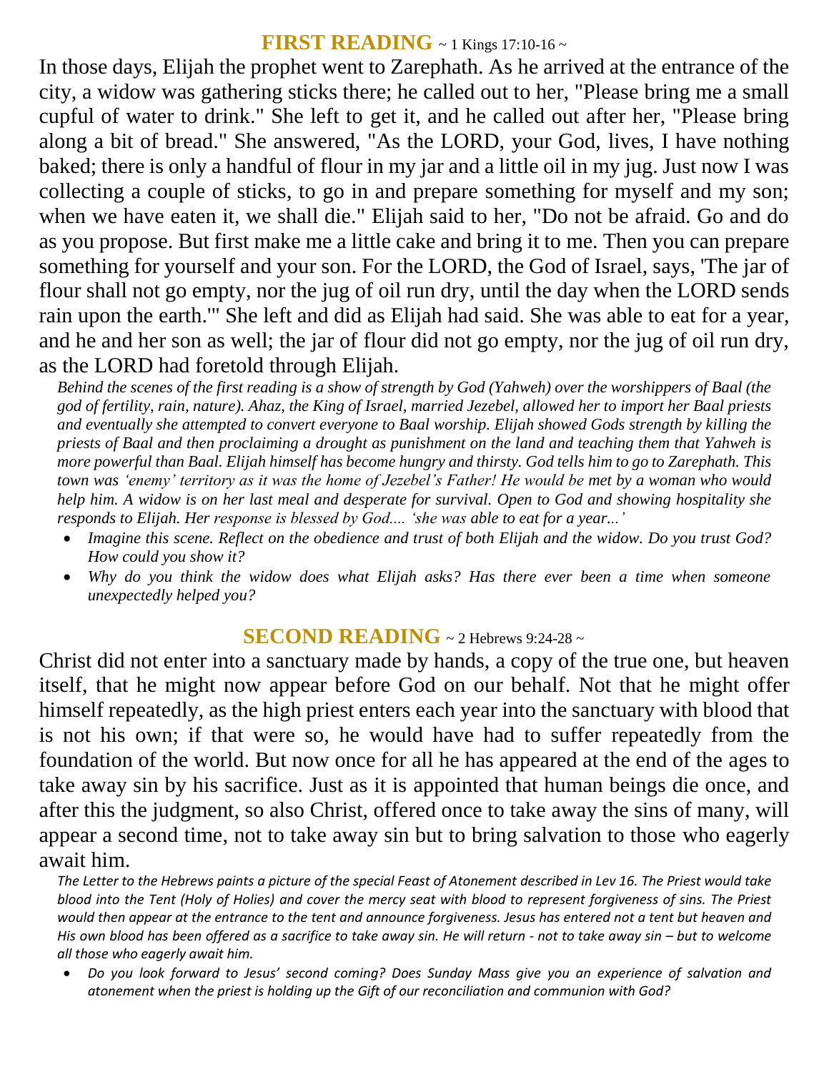## **FIRST READING** ~ 1 Kings 17:10-16 ~

In those days, Elijah the prophet went to Zarephath. As he arrived at the entrance of the city, a widow was gathering sticks there; he called out to her, "Please bring me a small cupful of water to drink." She left to get it, and he called out after her, "Please bring along a bit of bread." She answered, "As the LORD, your God, lives, I have nothing baked; there is only a handful of flour in my jar and a little oil in my jug. Just now I was collecting a couple of sticks, to go in and prepare something for myself and my son; when we have eaten it, we shall die." Elijah said to her, "Do not be afraid. Go and do as you propose. But first make me a little cake and bring it to me. Then you can prepare something for yourself and your son. For the LORD, the God of Israel, says, 'The jar of flour shall not go empty, nor the jug of oil run dry, until the day when the LORD sends rain upon the earth.'" She left and did as Elijah had said. She was able to eat for a year, and he and her son as well; the jar of flour did not go empty, nor the jug of oil run dry, as the LORD had foretold through Elijah.

*Behind the scenes of the first reading is a show of strength by God (Yahweh) over the worshippers of Baal (the god of fertility, rain, nature). Ahaz, the King of Israel, married Jezebel, allowed her to import her Baal priests and eventually she attempted to convert everyone to Baal worship. Elijah showed Gods strength by killing the priests of Baal and then proclaiming a drought as punishment on the land and teaching them that Yahweh is more powerful than Baal. Elijah himself has become hungry and thirsty. God tells him to go to Zarephath. This town was 'enemy' territory as it was the home of Jezebel's Father! He would be met by a woman who would help him. A widow is on her last meal and desperate for survival. Open to God and showing hospitality she responds to Elijah. Her response is blessed by God.... 'she was able to eat for a year...'*

- *Imagine this scene. Reflect on the obedience and trust of both Elijah and the widow. Do you trust God? How could you show it?*
- *Why do you think the widow does what Elijah asks? Has there ever been a time when someone unexpectedly helped you?*

## **SECOND READING** ~ 2 Hebrews 9:24-28 ~

Christ did not enter into a sanctuary made by hands, a copy of the true one, but heaven itself, that he might now appear before God on our behalf. Not that he might offer himself repeatedly, as the high priest enters each year into the sanctuary with blood that is not his own; if that were so, he would have had to suffer repeatedly from the foundation of the world. But now once for all he has appeared at the end of the ages to take away sin by his sacrifice. Just as it is appointed that human beings die once, and after this the judgment, so also Christ, offered once to take away the sins of many, will appear a second time, not to take away sin but to bring salvation to those who eagerly await him.

*The Letter to the Hebrews paints a picture of the special Feast of Atonement described in Lev 16. The Priest would take blood into the Tent (Holy of Holies) and cover the mercy seat with blood to represent forgiveness of sins. The Priest would then appear at the entrance to the tent and announce forgiveness. Jesus has entered not a tent but heaven and His own blood has been offered as a sacrifice to take away sin. He will return - not to take away sin – but to welcome all those who eagerly await him.*

- *Do you look forward to Jesus' second coming? Does Sunday Mass give you an experience of salvation and atonement when the priest is holding up the Gift of our reconciliation and communion with God?*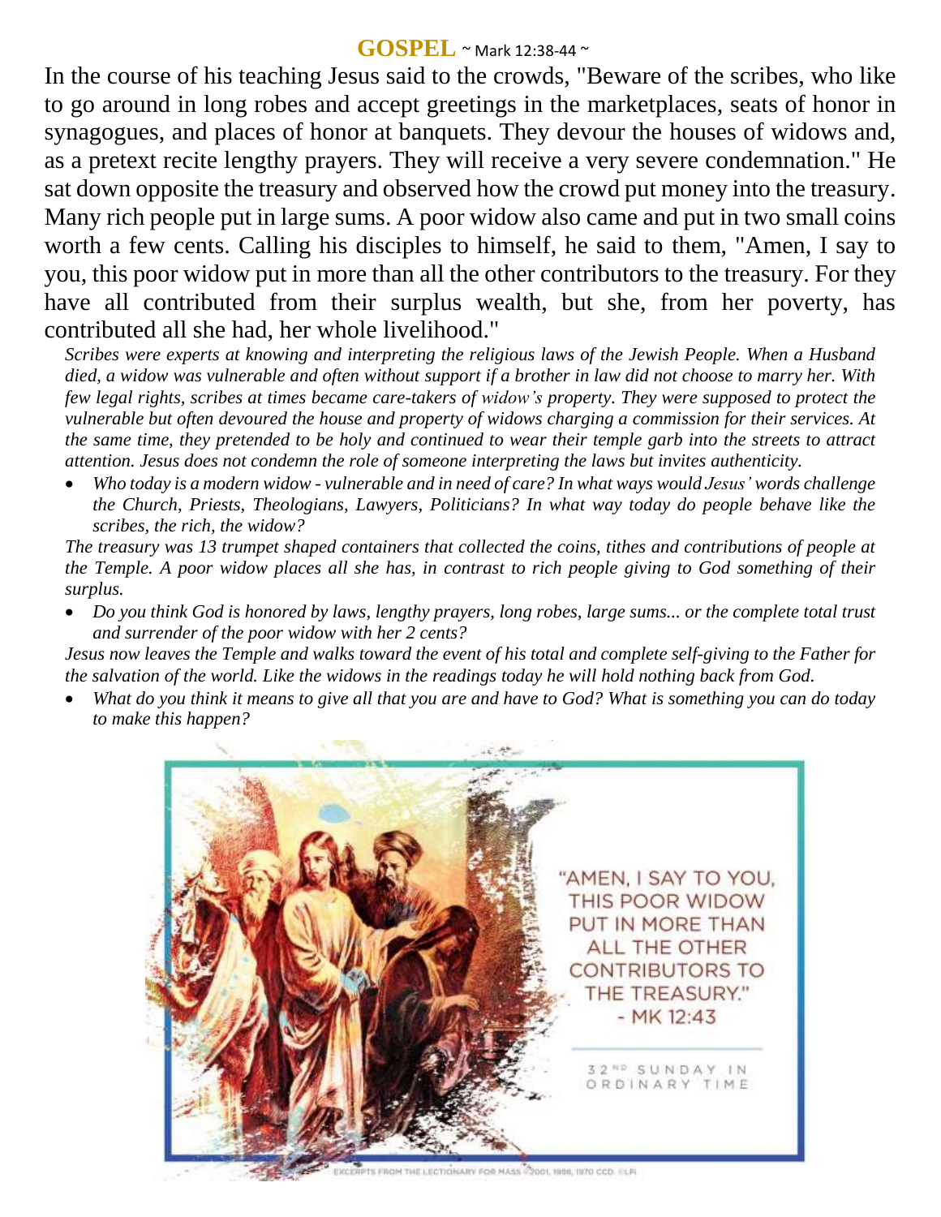## GOSPEL ~ Mark 12:38-44 ~

In the course of his teaching Jesus said to the crowds, "Beware of the scribes, who like to go around in long robes and accept greetings in the marketplaces, seats of honor in synagogues, and places of honor at banquets. They devour the houses of widows and, as a pretext recite lengthy prayers. They will receive a very severe condemnation." He sat down opposite the treasury and observed how the crowd put money into the treasury. Many rich people put in large sums. A poor widow also came and put in two small coins worth a few cents. Calling his disciples to himself, he said to them, "Amen, I say to you, this poor widow put in more than all the other contributors to the treasury. For they have all contributed from their surplus wealth, but she, from her poverty, has contributed all she had, her whole livelihood."

*Scribes were experts at knowing and interpreting the religious laws of the Jewish People. When a Husband died, a widow was vulnerable and often without support if a brother in law did not choose to marry her. With few legal rights, scribes at times became care-takers of widow's property. They were supposed to protect the vulnerable but often devoured the house and property of widows charging a commission for their services. At the same time, they pretended to be holy and continued to wear their temple garb into the streets to attract attention. Jesus does not condemn the role of someone interpreting the laws but invites authenticity.*

- *Who today is a modern widow - vulnerable and in need of care? In what ways would Jesus' words challenge the Church, Priests, Theologians, Lawyers, Politicians? In what way today do people behave like the scribes, the rich, the widow?*

*The treasury was 13 trumpet shaped containers that collected the coins, tithes and contributions of people at the Temple. A poor widow places all she has, in contrast to rich people giving to God something of their surplus.*

- *Do you think God is honored by laws, lengthy prayers, long robes, large sums... or the complete total trust and surrender of the poor widow with her 2 cents?*

*Jesus now leaves the Temple and walks toward the event of his total and complete self-giving to the Father for the salvation of the world. Like the widows in the readings today he will hold nothing back from God.*

- *What do you think it means to give all that you are and have to God? What is something you can do today to make this happen?*

"AMEN, I SAY TO YOU, THIS POOR WIDOW PUT IN MORE THAN ALL THE OTHER CONTRIBUTORS TO THE TREASURY." - MK 12:43

32ND SUNDAY IN ORDINARY TIME

EXCERPTS FROM THE LECTIONARY FOR MASS ©2001, 1998, 1970 CCD. ©LPI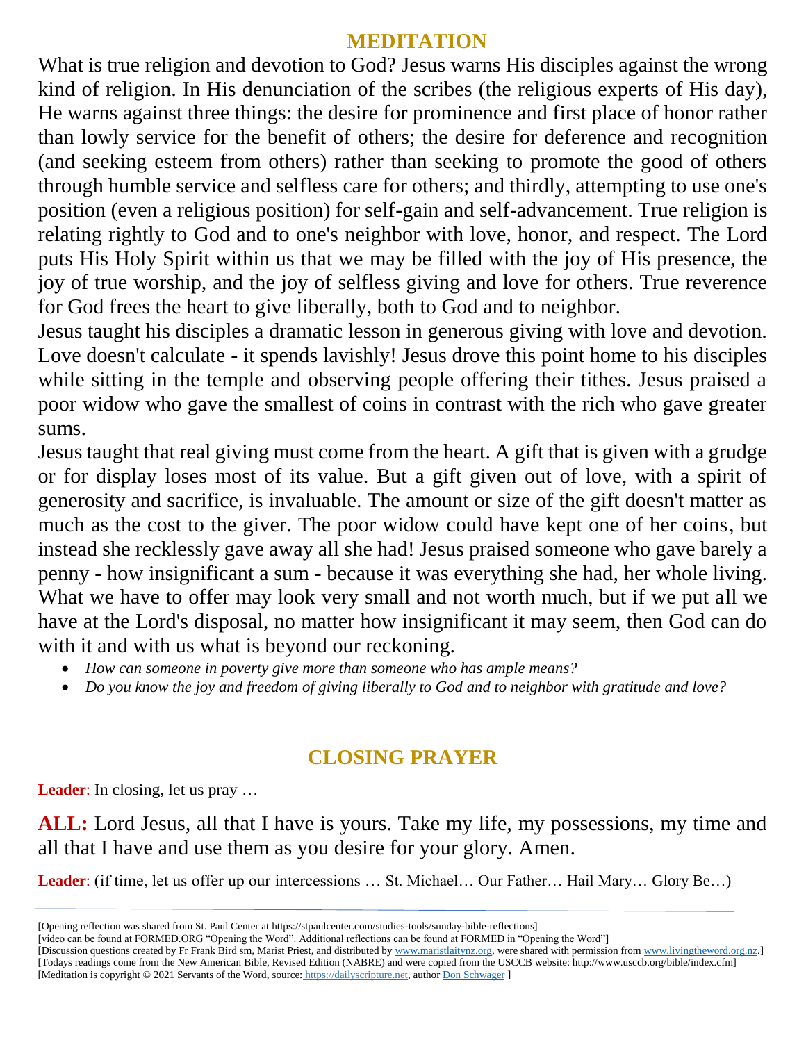## MEDITATION

What is true religion and devotion to God? Jesus warns His disciples against the wrong kind of religion. In His denunciation of the scribes (the religious experts of His day), He warns against three things: the desire for prominence and first place of honor rather than lowly service for the benefit of others; the desire for deference and recognition (and seeking esteem from others) rather than seeking to promote the good of others through humble service and selfless care for others; and thirdly, attempting to use one's position (even a religious position) for self-gain and self-advancement. True religion is relating rightly to God and to one's neighbor with love, honor, and respect. The Lord puts His Holy Spirit within us that we may be filled with the joy of His presence, the joy of true worship, and the joy of selfless giving and love for others. True reverence for God frees the heart to give liberally, both to God and to neighbor.

Jesus taught his disciples a dramatic lesson in generous giving with love and devotion. Love doesn't calculate - it spends lavishly! Jesus drove this point home to his disciples while sitting in the temple and observing people offering their tithes. Jesus praised a poor widow who gave the smallest of coins in contrast with the rich who gave greater sums.

Jesus taught that real giving must come from the heart. A gift that is given with a grudge or for display loses most of its value. But a gift given out of love, with a spirit of generosity and sacrifice, is invaluable. The amount or size of the gift doesn't matter as much as the cost to the giver. The poor widow could have kept one of her coins, but instead she recklessly gave away all she had! Jesus praised someone who gave barely a penny - how insignificant a sum - because it was everything she had, her whole living. What we have to offer may look very small and not worth much, but if we put all we have at the Lord's disposal, no matter how insignificant it may seem, then God can do with it and with us what is beyond our reckoning.

- *How can someone in poverty give more than someone who has ample means?*
- *Do you know the joy and freedom of giving liberally to God and to neighbor with gratitude and love?*

## CLOSING PRAYER

**Leader**: In closing, let us pray …

**ALL:** Lord Jesus, all that I have is yours. Take my life, my possessions, my time and all that I have and use them as you desire for your glory. Amen.

**Leader**: (if time, let us offer up our intercessions … St. Michael… Our Father… Hail Mary… Glory Be…)

---

[Opening reflection was shared from St. Paul Center at https://stpaulcenter.com/studies-tools/sunday-bible-reflections]
[video can be found at FORMED.ORG "Opening the Word". Additional reflections can be found at FORMED in "Opening the Word"]
[Discussion questions created by Fr Frank Bird sm, Marist Priest, and distributed by www.maristlaitynz.org, were shared with permission from www.livingtheword.org.nz.]
[Todays readings come from the New American Bible, Revised Edition (NABRE) and were copied from the USCCB website: http://www.usccb.org/bible/index.cfm]
[Meditation is copyright © 2021 Servants of the Word, source: https://dailyscripture.net, author Don Schwager ]